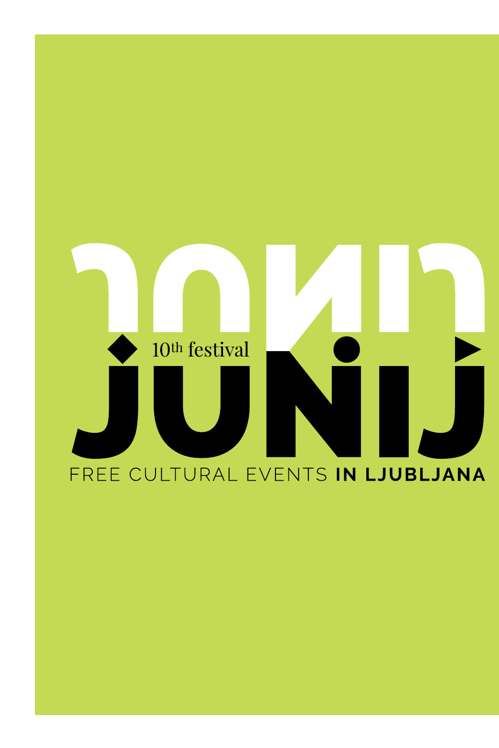# JUNIJ

10th festival

FREE CULTURAL EVENTS **IN LJUBLJANA**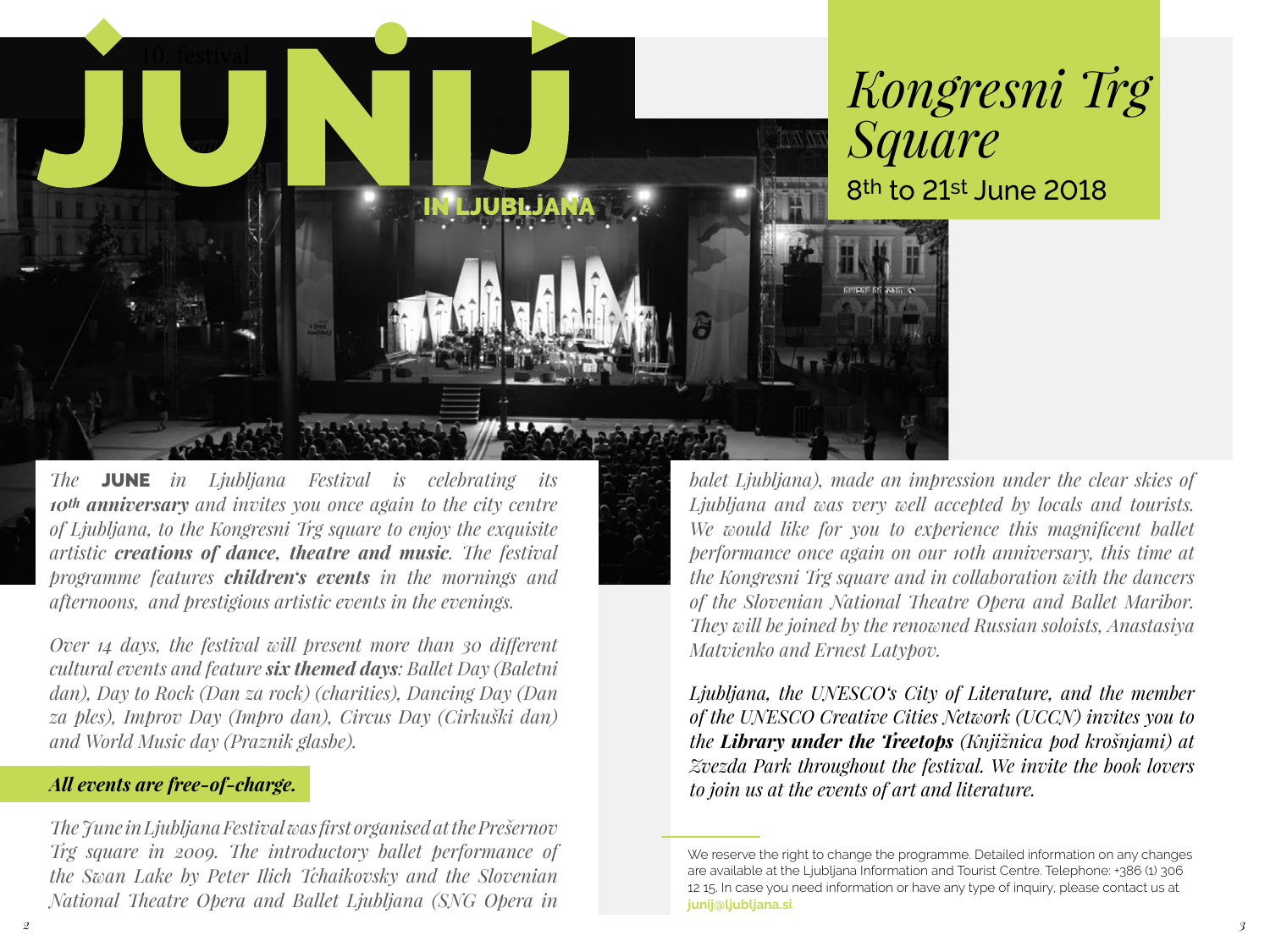10. festival

# JUNIJ IN LJUBLJANA

# *Kongresni Trg Square*

8th to 21st June 2018

*The* **JUNE** *in Ljubljana Festival is celebrating its **10th anniversary** and invites you once again to the city centre of Ljubljana, to the Kongresni Trg square to enjoy the exquisite artistic **creations of dance, theatre and music**. The festival programme features **children's events** in the mornings and afternoons, and prestigious artistic events in the evenings.*

*Over 14 days, the festival will present more than 30 different cultural events and feature **six themed days**: Ballet Day (Baletni dan), Day to Rock (Dan za rock) (charities), Dancing Day (Dan za ples), Improv Day (Impro dan), Circus Day (Cirkuški dan) and World Music day (Praznik glasbe).*

***All events are free-of-charge.***

*The June in Ljubljana Festival was first organised at the Prešernov Trg square in 2009. The introductory ballet performance of the Swan Lake by Peter Ilich Tchaikovsky and the Slovenian National Theatre Opera and Ballet Ljubljana (SNG Opera in balet Ljubljana), made an impression under the clear skies of Ljubljana and was very well accepted by locals and tourists. We would like for you to experience this magnificent ballet performance once again on our 10th anniversary, this time at the Kongresni Trg square and in collaboration with the dancers of the Slovenian National Theatre Opera and Ballet Maribor. They will be joined by the renowned Russian soloists, Anastasiya Matvienko and Ernest Latypov.*

*Ljubljana, the UNESCO's City of Literature, and the member of the UNESCO Creative Cities Network (UCCN) invites you to the **Library under the Treetops** (Knjižnica pod krošnjami) at Zvezda Park throughout the festival. We invite the book lovers to join us at the events of art and literature.*

---

We reserve the right to change the programme. Detailed information on any changes are available at the Ljubljana Information and Tourist Centre. Telephone: +386 (1) 306 12 15. In case you need information or have any type of inquiry, please contact us at **junij@ljubljana.si**.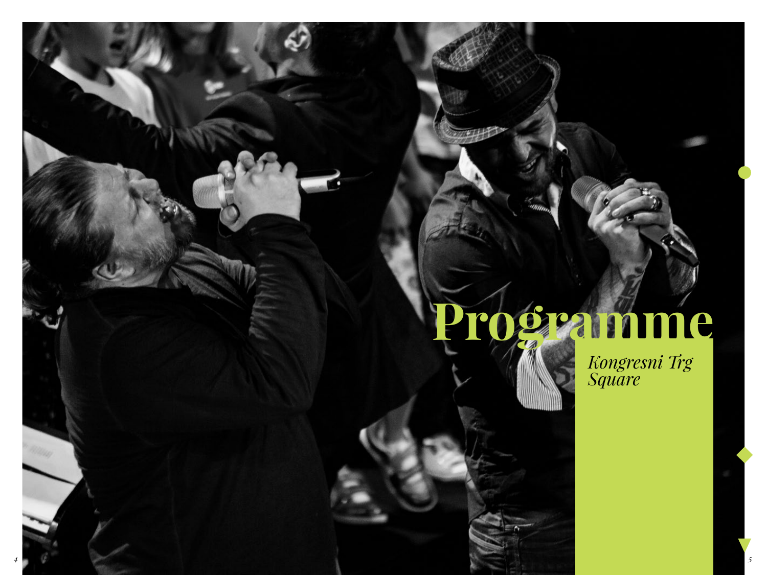# Programme

*Kongresni Trg Square*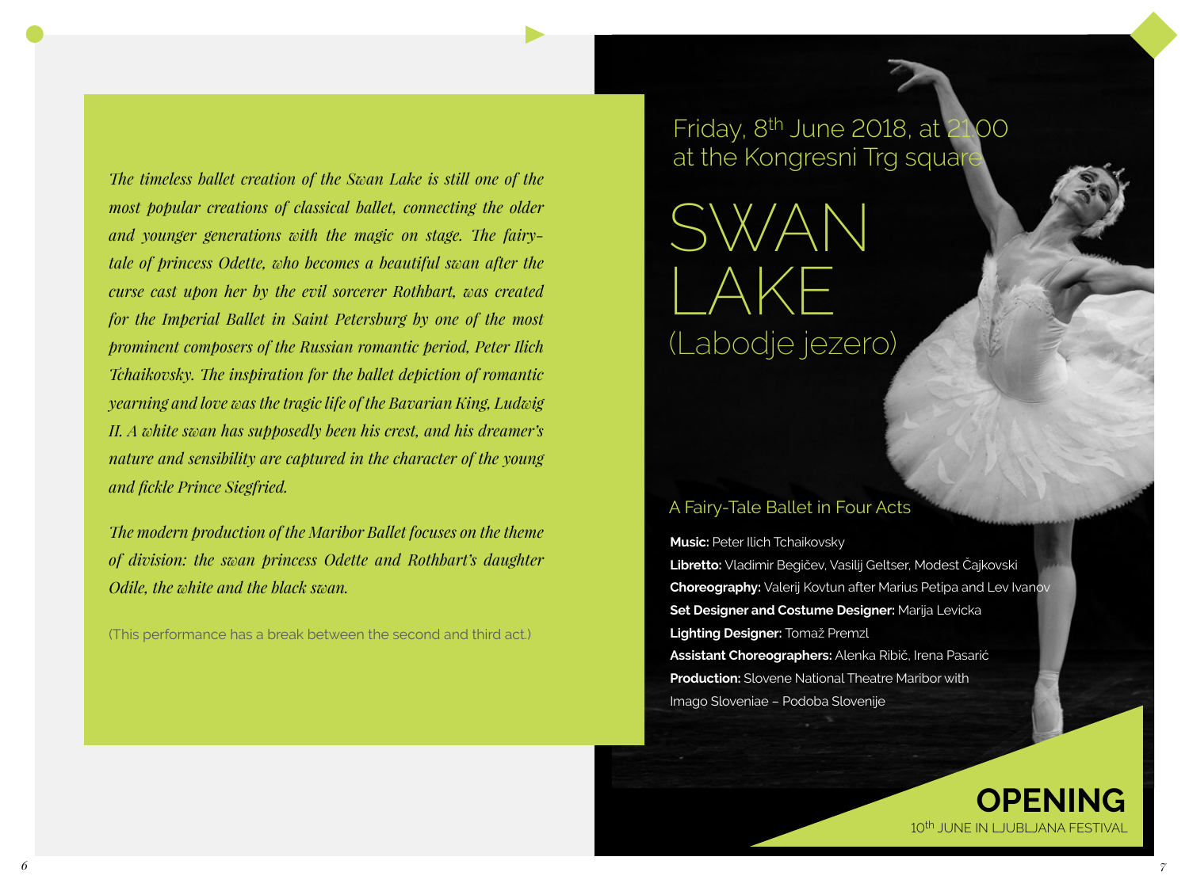*The timeless ballet creation of the Swan Lake is still one of the most popular creations of classical ballet, connecting the older and younger generations with the magic on stage. The fairy-tale of princess Odette, who becomes a beautiful swan after the curse cast upon her by the evil sorcerer Rothbart, was created for the Imperial Ballet in Saint Petersburg by one of the most prominent composers of the Russian romantic period, Peter Ilich Tchaikovsky. The inspiration for the ballet depiction of romantic yearning and love was the tragic life of the Bavarian King, Ludwig II. A white swan has supposedly been his crest, and his dreamer's nature and sensibility are captured in the character of the young and fickle Prince Siegfried.*

*The modern production of the Maribor Ballet focuses on the theme of division: the swan princess Odette and Rothbart's daughter Odile, the white and the black swan.*

(This performance has a break between the second and third act.)

Friday, 8th June 2018, at 21.00
at the Kongresni Trg square

# SWAN LAKE
## (Labodje jezero)

### A Fairy-Tale Ballet in Four Acts

**Music:** Peter Ilich Tchaikovsky
**Libretto:** Vladimir Begičev, Vasilij Geltser, Modest Čajkovski
**Choreography:** Valerij Kovtun after Marius Petipa and Lev Ivanov
**Set Designer and Costume Designer:** Marija Levicka
**Lighting Designer:** Tomaž Premzl
**Assistant Choreographers:** Alenka Ribič, Irena Pasarić
**Production:** Slovene National Theatre Maribor with Imago Sloveniae – Podoba Slovenije

**OPENING**
10th JUNE IN LJUBLJANA FESTIVAL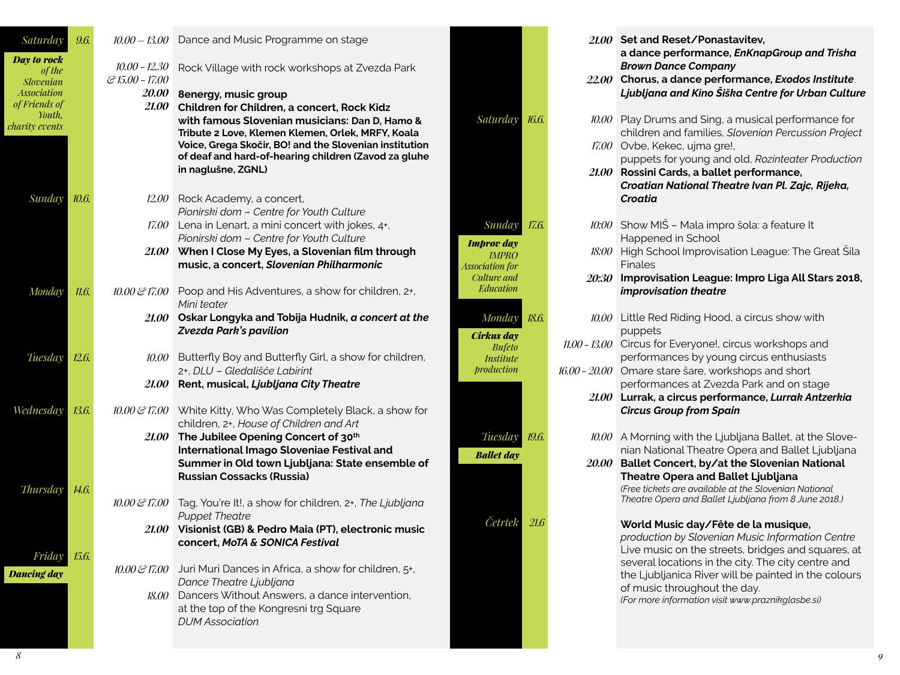**Saturday 9.6.**

**Day to rock** *of the Slovenian Association of Friends of Youth, charity events*

*10.00 – 13.00* Dance and Music Programme on stage

*10.00 – 12.30 & 15.00 – 17.00* Rock Village with rock workshops at Zvezda Park

***20.00*** **8energy, music group**

***21.00*** **Children for Children, a concert, Rock Kidz with famous Slovenian musicians: Dan D, Hamo & Tribute 2 Love, Klemen Klemen, Orlek, MRFY, Koala Voice, Grega Skočir, BO! and the Slovenian institution of deaf and hard-of-hearing children (Zavod za gluhe in naglušne, ZGNL)**

**Sunday 10.6.**

*12.00* Rock Academy, a concert, *Pionirski dom – Centre for Youth Culture*

*17.00* Lena in Lenart, a mini concert with jokes, 4+, *Pionirski dom – Centre for Youth Culture*

***21.00*** **When I Close My Eyes, a Slovenian film through music, a concert, *Slovenian Philharmonic***

**Monday 11.6.**

*10.00 & 17.00* Poop and His Adventures, a show for children, 2+, *Mini teater*

***21.00*** **Oskar Longyka and Tobija Hudnik, *a concert at the Zvezda Park's pavilion***

**Tuesday 12.6.**

*10.00* Butterfly Boy and Butterfly Girl, a show for children, 2+, *DLU – Gledališče Labirint*

***21.00*** **Rent, musical, *Ljubljana City Theatre***

**Wednesday 13.6.**

*10.00 & 17.00* White Kitty, Who Was Completely Black, a show for children, 2+, *House of Children and Art*

***21.00*** **The Jubilee Opening Concert of 30th International Imago Sloveniae Festival and Summer in Old town Ljubljana: State ensemble of Russian Cossacks (Russia)**

**Thursday 14.6.**

*10.00 & 17.00* Tag, You're It!, a show for children, 2+, *The Ljubljana Puppet Theatre*

***21.00*** **Visionist (GB) & Pedro Maia (PT), electronic music concert, *MoTA & SONICA Festival***

**Friday 15.6.**

**Dancing day**

*10.00 & 17.00* Juri Muri Dances in Africa, a show for children, 5+, *Dance Theatre Ljubljana*

*18.00* Dancers Without Answers, a dance intervention, at the top of the Kongresni trg Square *DUM Association*

***21.00*** **Set and Reset/Ponastavitev, a dance performance, *EnKnapGroup and Trisha Brown Dance Company***

***22.00*** **Chorus, a dance performance, *Exodos Institute Ljubljana and Kino Šiška Centre for Urban Culture***

**Saturday 16.6.**

*10.00* Play Drums and Sing, a musical performance for children and families, *Slovenian Percussion Project*

*17.00* Ovbe, Kekec, ujma gre!, puppets for young and old, *Rozinteater Production*

***21.00*** **Rossini Cards, a ballet performance, *Croatian National Theatre Ivan Pl. Zajc, Rijeka, Croatia***

**Sunday 17.6.**

**Improv day** *IMPRO Association for Culture and Education*

*10:00* Show MIŠ – Mala impro šola: a feature It Happened in School

*18:00* High School Improvisation League: The Great Šila Finales

***20:30*** **Improvisation League: Impro Liga All Stars 2018, *improvisation theatre***

**Monday 18.6.**

**Cirkus day** *Bufeto Institute production*

*10.00* Little Red Riding Hood, a circus show with puppets

*11.00 – 13.00* Circus for Everyone!, circus workshops and performances by young circus enthusiasts

*16.00 – 20.00* Omare stare šare, workshops and short performances at Zvezda Park and on stage

***21.00*** **Lurrak, a circus performance, *Lurrak Antzerkia Circus Group from Spain***

**Tuesday 19.6.**

**Ballet day**

*10.00* A Morning with the Ljubljana Ballet, at the Slovenian National Theatre Opera and Ballet Ljubljana

***20.00*** **Ballet Concert, by/at the Slovenian National Theatre Opera and Ballet Ljubljana**

*(Free tickets are available at the Slovenian National Theatre Opera and Ballet Ljubljana from 8 June 2018.)*

**Četrtek 21.6**

**World Music day/Fête de la musique,** *production by Slovenian Music Information Centre*

Live music on the streets, bridges and squares, at several locations in the city. The city centre and the Ljubljanica River will be painted in the colours of music throughout the day.

*(For more information visit www.praznikglasbe.si)*